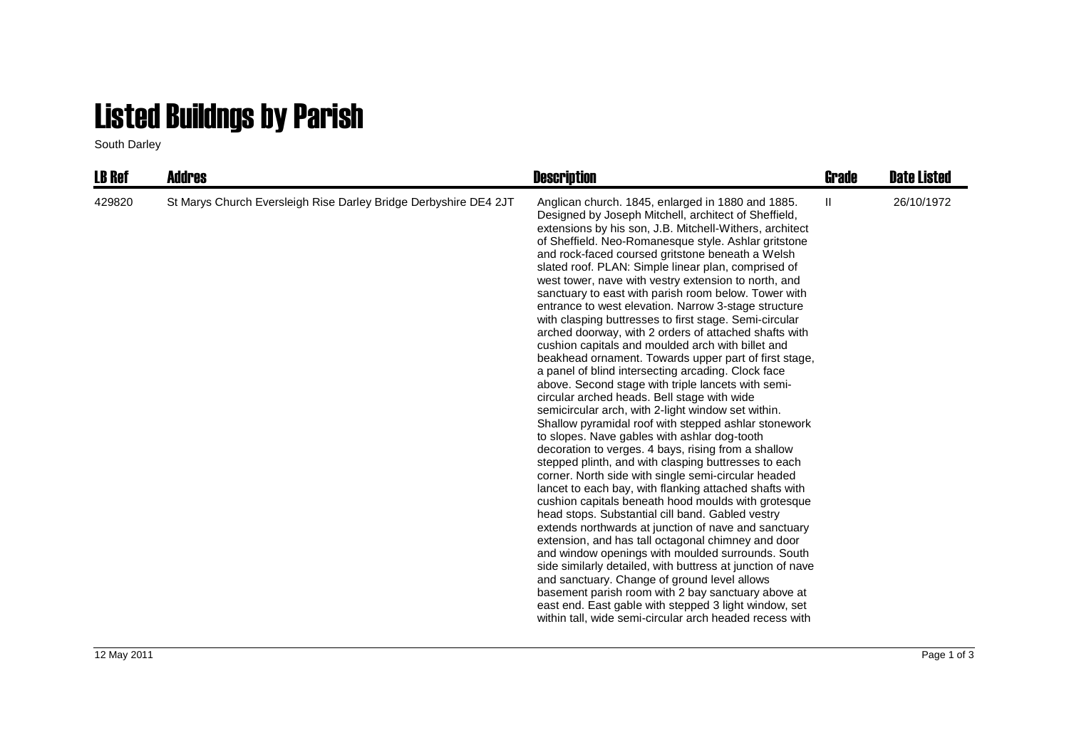# Listed Buildngs by Parish

South Darley

| LB Ref | Addres | Description | Grade | Date Listed |
| --- | --- | --- | --- | --- |
| 429820 | St Marys Church Eversleigh Rise Darley Bridge Derbyshire DE4 2JT | Anglican church. 1845, enlarged in 1880 and 1885. Designed by Joseph Mitchell, architect of Sheffield, extensions by his son, J.B. Mitchell-Withers, architect of Sheffield. Neo-Romanesque style. Ashlar gritstone and rock-faced coursed gritstone beneath a Welsh slated roof. PLAN: Simple linear plan, comprised of west tower, nave with vestry extension to north, and sanctuary to east with parish room below. Tower with entrance to west elevation. Narrow 3-stage structure with clasping buttresses to first stage. Semi-circular arched doorway, with 2 orders of attached shafts with cushion capitals and moulded arch with billet and beakhead ornament. Towards upper part of first stage, a panel of blind intersecting arcading. Clock face above. Second stage with triple lancets with semi-circular arched heads. Bell stage with wide semicircular arch, with 2-light window set within. Shallow pyramidal roof with stepped ashlar stonework to slopes. Nave gables with ashlar dog-tooth decoration to verges. 4 bays, rising from a shallow stepped plinth, and with clasping buttresses to each corner. North side with single semi-circular headed lancet to each bay, with flanking attached shafts with cushion capitals beneath hood moulds with grotesque head stops. Substantial cill band. Gabled vestry extends northwards at junction of nave and sanctuary extension, and has tall octagonal chimney and door and window openings with moulded surrounds. South side similarly detailed, with buttress at junction of nave and sanctuary. Change of ground level allows basement parish room with 2 bay sanctuary above at east end. East gable with stepped 3 light window, set within tall, wide semi-circular arch headed recess with | II | 26/10/1972 |

12 May 2011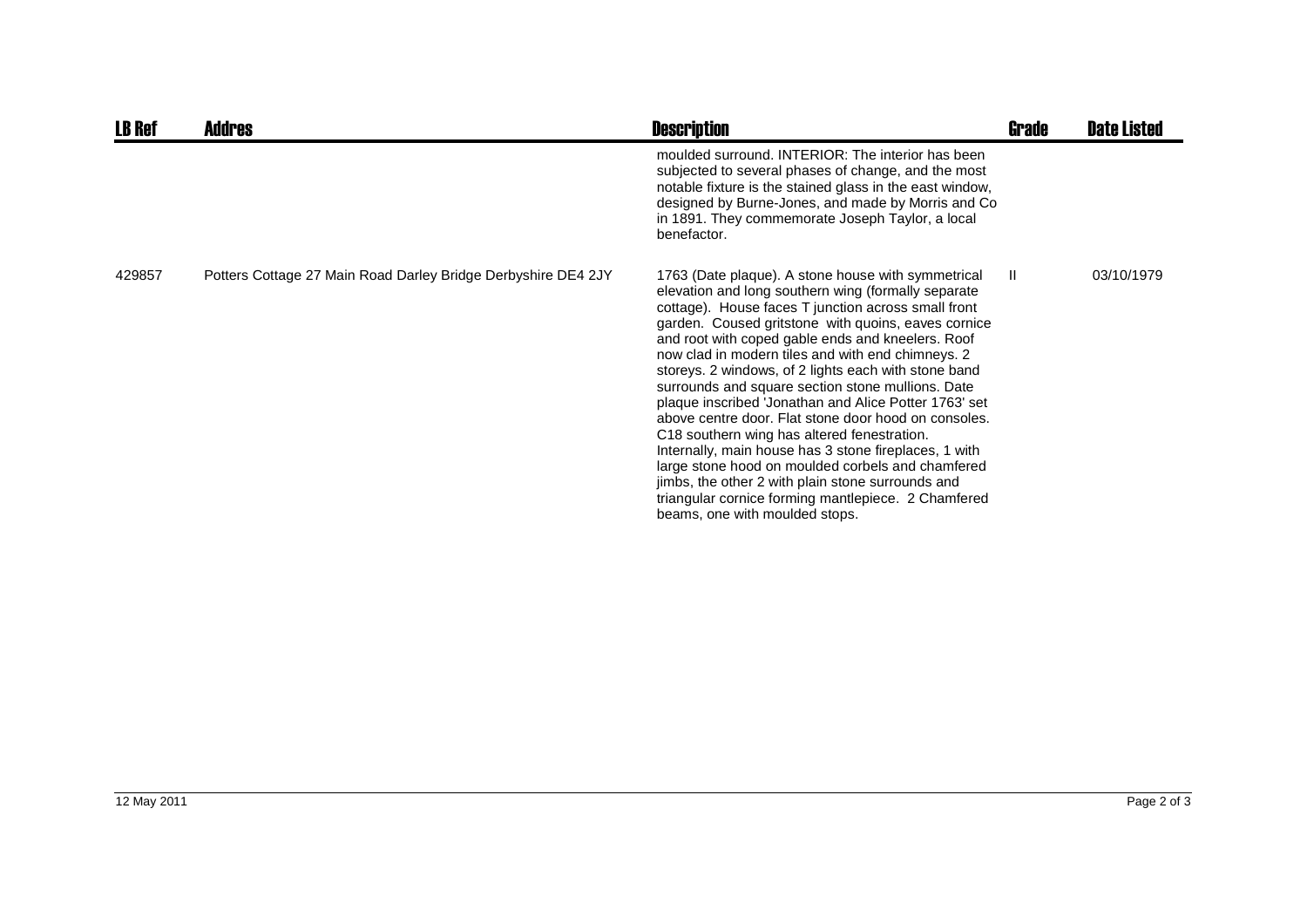| LB Ref | Addres | Description | Grade | Date Listed |
|---|---|---|---|---|
| | | moulded surround. INTERIOR: The interior has been subjected to several phases of change, and the most notable fixture is the stained glass in the east window, designed by Burne-Jones, and made by Morris and Co in 1891. They commemorate Joseph Taylor, a local benefactor. | | |
| 429857 | Potters Cottage 27 Main Road Darley Bridge Derbyshire DE4 2JY | 1763 (Date plaque). A stone house with symmetrical elevation and long southern wing (formally separate cottage). House faces T junction across small front garden. Coused gritstone with quoins, eaves cornice and root with coped gable ends and kneelers. Roof now clad in modern tiles and with end chimneys. 2 storeys. 2 windows, of 2 lights each with stone band surrounds and square section stone mullions. Date plaque inscribed 'Jonathan and Alice Potter 1763' set above centre door. Flat stone door hood on consoles. C18 southern wing has altered fenestration. Internally, main house has 3 stone fireplaces, 1 with large stone hood on moulded corbels and chamfered jimbs, the other 2 with plain stone surrounds and triangular cornice forming mantlepiece. 2 Chamfered beams, one with moulded stops. | II | 03/10/1979 |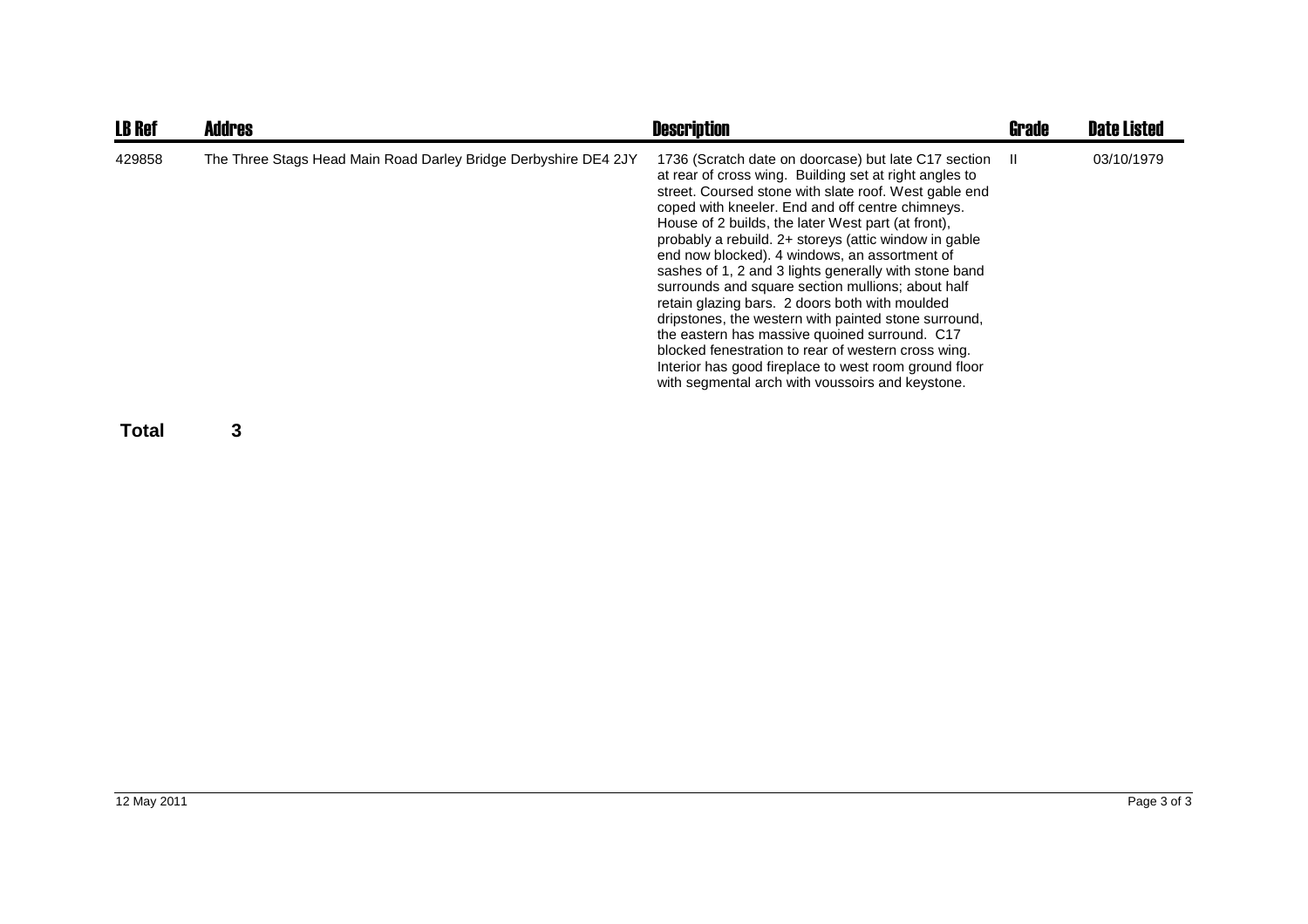| LB Ref | Addres | Description | Grade | Date Listed |
|---|---|---|---|---|
| 429858 | The Three Stags Head Main Road Darley Bridge Derbyshire DE4 2JY | 1736 (Scratch date on doorcase) but late C17 section at rear of cross wing. Building set at right angles to street. Coursed stone with slate roof. West gable end coped with kneeler. End and off centre chimneys. House of 2 builds, the later West part (at front), probably a rebuild. 2+ storeys (attic window in gable end now blocked). 4 windows, an assortment of sashes of 1, 2 and 3 lights generally with stone band surrounds and square section mullions; about half retain glazing bars. 2 doors both with moulded dripstones, the western with painted stone surround, the eastern has massive quoined surround. C17 blocked fenestration to rear of western cross wing. Interior has good fireplace to west room ground floor with segmental arch with voussoirs and keystone. | II | 03/10/1979 |

**Total** **3**